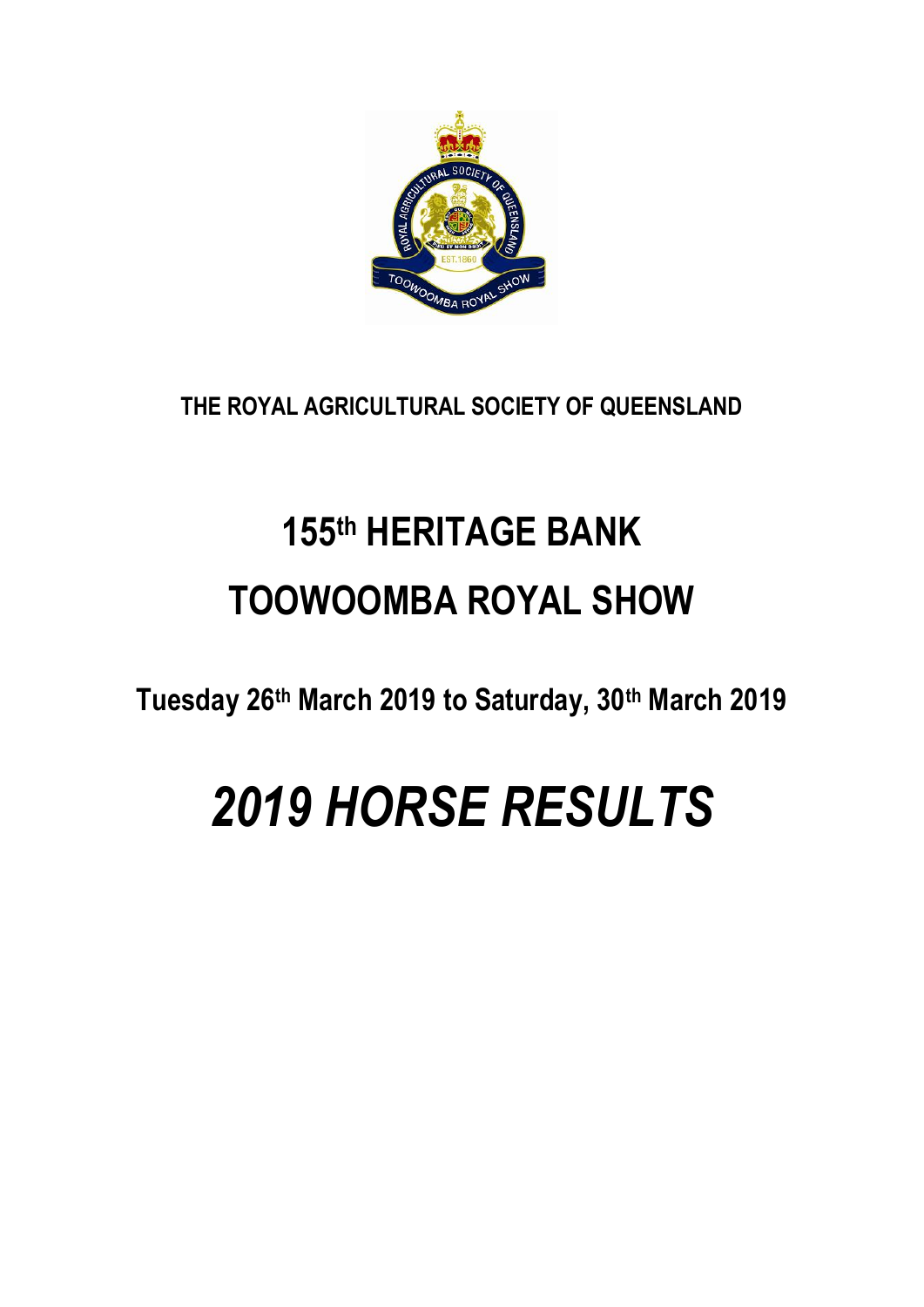**THE ROYAL AGRICULTURAL SOCIETY OF QUEENSLAND**

# 155th HERITAGE BANK TOOWOOMBA ROYAL SHOW

**Tuesday 26th March 2019 to Saturday, 30th March 2019**

# *2019 HORSE RESULTS*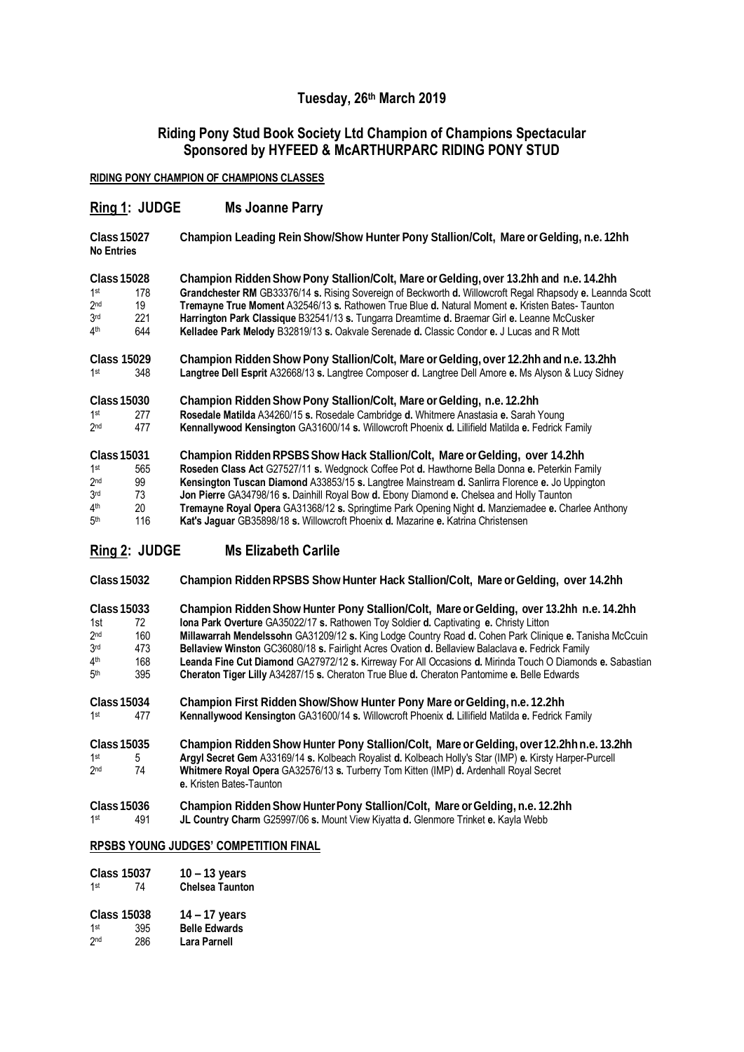## Tuesday, 26th March 2019

## Riding Pony Stud Book Society Ltd Champion of Champions Spectacular
## Sponsored by HYFEED & McARTHURPARC RIDING PONY STUD

**RIDING PONY CHAMPION OF CHAMPIONS CLASSES**

### Ring 1: JUDGE Ms Joanne Parry

**Class 15027** **Champion Leading Rein Show/Show Hunter Pony Stallion/Colt, Mare or Gelding, n.e. 12hh**
**No Entries**

**Class 15028** **Champion Ridden Show Pony Stallion/Colt, Mare or Gelding, over 13.2hh and n.e. 14.2hh**

| | | |
|---|---|---|
| 1st | 178 | **Grandchester RM** GB33376/14 **s.** Rising Sovereign of Beckworth **d.** Willowcroft Regal Rhapsody **e.** Leannda Scott |
| 2nd | 19 | **Tremayne True Moment** A32546/13 **s.** Rathowen True Blue **d.** Natural Moment **e.** Kristen Bates- Taunton |
| 3rd | 221 | **Harrington Park Classique** B32541/13 **s.** Tungarra Dreamtime **d.** Braemar Girl **e.** Leanne McCusker |
| 4th | 644 | **Kelladee Park Melody** B32819/13 **s.** Oakvale Serenade **d.** Classic Condor **e.** J Lucas and R Mott |

**Class 15029** **Champion Ridden Show Pony Stallion/Colt, Mare or Gelding, over 12.2hh and n.e. 13.2hh**

| | | |
|---|---|---|
| 1st | 348 | **Langtree Dell Esprit** A32668/13 **s.** Langtree Composer **d.** Langtree Dell Amore **e.** Ms Alyson & Lucy Sidney |

**Class 15030** **Champion Ridden Show Pony Stallion/Colt, Mare or Gelding, n.e. 12.2hh**

| | | |
|---|---|---|
| 1st | 277 | **Rosedale Matilda** A34260/15 **s.** Rosedale Cambridge **d.** Whitmere Anastasia **e.** Sarah Young |
| 2nd | 477 | **Kennallywood Kensington** GA31600/14 **s.** Willowcroft Phoenix **d.** Lillifield Matilda **e.** Fedrick Family |

**Class 15031** **Champion Ridden RPSBS Show Hack Stallion/Colt, Mare or Gelding, over 14.2hh**

| | | |
|---|---|---|
| 1st | 565 | **Roseden Class Act** G27527/11 **s.** Wedgnock Coffee Pot **d.** Hawthorne Bella Donna **e.** Peterkin Family |
| 2nd | 99 | **Kensington Tuscan Diamond** A33853/15 **s.** Langtree Mainstream **d.** Sanlirra Florence **e.** Jo Uppington |
| 3rd | 73 | **Jon Pierre** GA34798/16 **s.** Dainhill Royal Bow **d.** Ebony Diamond **e.** Chelsea and Holly Taunton |
| 4th | 20 | **Tremayne Royal Opera** GA31368/12 **s.** Springtime Park Opening Night **d.** Manziemadee **e.** Charlee Anthony |
| 5th | 116 | **Kat's Jaguar** GB35898/18 **s.** Willowcroft Phoenix **d.** Mazarine **e.** Katrina Christensen |

### Ring 2: JUDGE Ms Elizabeth Carlile

**Class 15032** **Champion Ridden RPSBS Show Hunter Hack Stallion/Colt, Mare or Gelding, over 14.2hh**

**Class 15033** **Champion Ridden Show Hunter Pony Stallion/Colt, Mare or Gelding, over 13.2hh n.e. 14.2hh**

| | | |
|---|---|---|
| 1st | 72 | **Iona Park Overture** GA35022/17 **s.** Rathowen Toy Soldier **d.** Captivating **e.** Christy Litton |
| 2nd | 160 | **Millawarrah Mendelssohn** GA31209/12 **s.** King Lodge Country Road **d.** Cohen Park Clinique **e.** Tanisha McCuin |
| 3rd | 473 | **Bellaview Winston** GC36080/18 **s.** Fairlight Acres Ovation **d.** Bellaview Balaclava **e.** Fedrick Family |
| 4th | 168 | **Leanda Fine Cut Diamond** GA27972/12 **s.** Kirreway For All Occasions **d.** Mirinda Touch O Diamonds **e.** Sabastian |
| 5th | 395 | **Cheraton Tiger Lilly** A34287/15 **s.** Cheraton True Blue **d.** Cheraton Pantomime **e.** Belle Edwards |

**Class 15034** **Champion First Ridden Show/Show Hunter Pony Mare or Gelding, n.e. 12.2hh**

| | | |
|---|---|---|
| 1st | 477 | **Kennallywood Kensington** GA31600/14 **s.** Willowcroft Phoenix **d.** Lillifield Matilda **e.** Fedrick Family |

**Class 15035** **Champion Ridden Show Hunter Pony Stallion/Colt, Mare or Gelding, over 12.2hh n.e. 13.2hh**

| | | |
|---|---|---|
| 1st | 5 | **Argyl Secret Gem** A33169/14 **s.** Kolbeach Royalist **d.** Kolbeach Holly's Star (IMP) **e.** Kirsty Harper-Purcell |
| 2nd | 74 | **Whitmere Royal Opera** GA32576/13 **s.** Turberry Tom Kitten (IMP) **d.** Ardenhall Royal Secret **e.** Kristen Bates-Taunton |

**Class 15036** **Champion Ridden Show Hunter Pony Stallion/Colt, Mare or Gelding, n.e. 12.2hh**

| | | |
|---|---|---|
| 1st | 491 | **JL Country Charm** G25997/06 **s.** Mount View Kiyatta **d.** Glenmore Trinket **e.** Kayla Webb |

**RPSBS YOUNG JUDGES' COMPETITION FINAL**

**Class 15037** **10 – 13 years**

| | | |
|---|---|---|
| 1st | 74 | **Chelsea Taunton** |

**Class 15038** **14 – 17 years**

| | | |
|---|---|---|
| 1st | 395 | **Belle Edwards** |
| 2nd | 286 | **Lara Parnell** |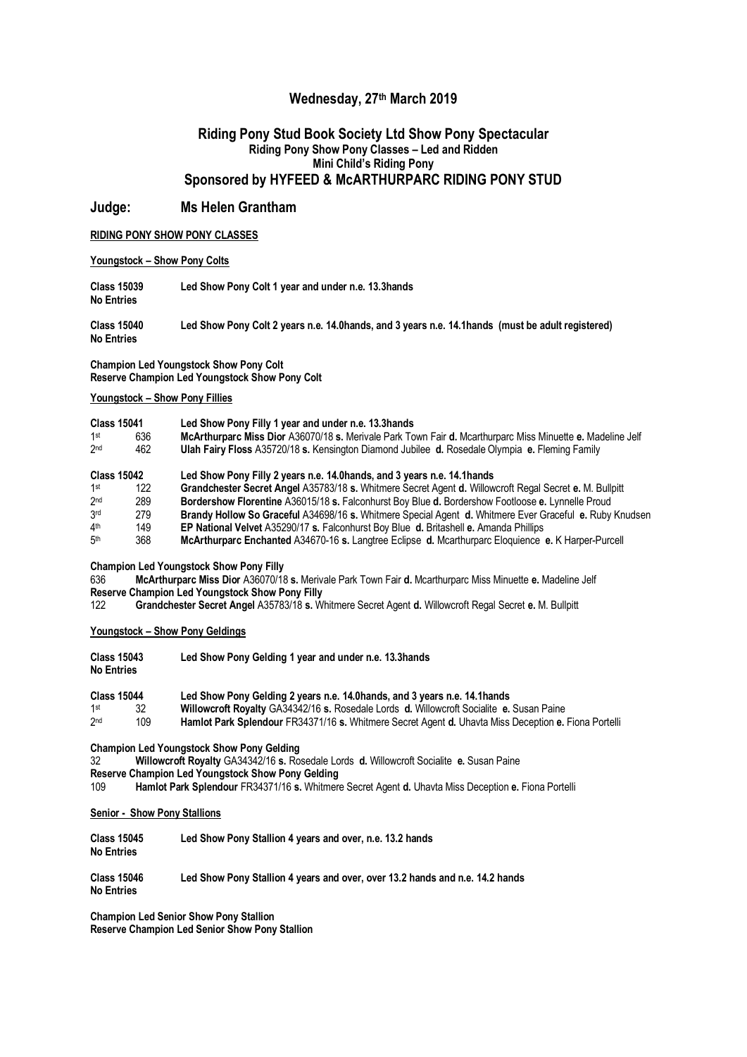## Wednesday, 27th March 2019

## Riding Pony Stud Book Society Ltd Show Pony Spectacular

### Riding Pony Show Pony Classes – Led and Ridden

### Mini Child's Riding Pony

## Sponsored by HYFEED & McARTHURPARC RIDING PONY STUD

## Judge: Ms Helen Grantham

**RIDING PONY SHOW PONY CLASSES**

**Youngstock – Show Pony Colts**

**Class 15039** **Led Show Pony Colt 1 year and under n.e. 13.3hands**
**No Entries**

**Class 15040** **Led Show Pony Colt 2 years n.e. 14.0hands, and 3 years n.e. 14.1hands (must be adult registered)**
**No Entries**

**Champion Led Youngstock Show Pony Colt**
**Reserve Champion Led Youngstock Show Pony Colt**

**Youngstock – Show Pony Fillies**

**Class 15041** **Led Show Pony Filly 1 year and under n.e. 13.3hands**

| | | |
|---|---|---|
| 1st | 636 | **McArthurparc Miss Dior** A36070/18 **s.** Merivale Park Town Fair **d.** Mcarthurparc Miss Minuette **e.** Madeline Jelf |
| 2nd | 462 | **Ulah Fairy Floss** A35720/18 **s.** Kensington Diamond Jubilee **d.** Rosedale Olympia **e.** Fleming Family |

**Class 15042** **Led Show Pony Filly 2 years n.e. 14.0hands, and 3 years n.e. 14.1hands**

| | | |
|---|---|---|
| 1st | 122 | **Grandchester Secret Angel** A35783/18 **s.** Whitmere Secret Agent **d.** Willowcroft Regal Secret **e.** M. Bullpitt |
| 2nd | 289 | **Bordershow Florentine** A36015/18 **s.** Falconhurst Boy Blue **d.** Bordershow Footloose **e.** Lynnelle Proud |
| 3rd | 279 | **Brandy Hollow So Graceful** A34698/16 **s.** Whitmere Special Agent **d.** Whitmere Ever Graceful **e.** Ruby Knudsen |
| 4th | 149 | **EP National Velvet** A35290/17 **s.** Falconhurst Boy Blue **d.** Britashell **e.** Amanda Phillips |
| 5th | 368 | **McArthurparc Enchanted** A34670-16 **s.** Langtree Eclipse **d.** Mcarthurparc Eloquience **e.** K Harper-Purcell |

**Champion Led Youngstock Show Pony Filly**
636 **McArthurparc Miss Dior** A36070/18 **s.** Merivale Park Town Fair **d.** Mcarthurparc Miss Minuette **e.** Madeline Jelf
**Reserve Champion Led Youngstock Show Pony Filly**
122 **Grandchester Secret Angel** A35783/18 **s.** Whitmere Secret Agent **d.** Willowcroft Regal Secret **e.** M. Bullpitt

**Youngstock – Show Pony Geldings**

**Class 15043** **Led Show Pony Gelding 1 year and under n.e. 13.3hands**
**No Entries**

**Class 15044** **Led Show Pony Gelding 2 years n.e. 14.0hands, and 3 years n.e. 14.1hands**

| | | |
|---|---|---|
| 1st | 32 | **Willowcroft Royalty** GA34342/16 **s.** Rosedale Lords **d.** Willowcroft Socialite **e.** Susan Paine |
| 2nd | 109 | **Hamlot Park Splendour** FR34371/16 **s.** Whitmere Secret Agent **d.** Uhavta Miss Deception **e.** Fiona Portelli |

**Champion Led Youngstock Show Pony Gelding**
32 **Willowcroft Royalty** GA34342/16 **s.** Rosedale Lords **d.** Willowcroft Socialite **e.** Susan Paine
**Reserve Champion Led Youngstock Show Pony Gelding**
109 **Hamlot Park Splendour** FR34371/16 **s.** Whitmere Secret Agent **d.** Uhavta Miss Deception **e.** Fiona Portelli

**Senior - Show Pony Stallions**

**Class 15045** **Led Show Pony Stallion 4 years and over, n.e. 13.2 hands**
**No Entries**

**Class 15046** **Led Show Pony Stallion 4 years and over, over 13.2 hands and n.e. 14.2 hands**
**No Entries**

**Champion Led Senior Show Pony Stallion**
**Reserve Champion Led Senior Show Pony Stallion**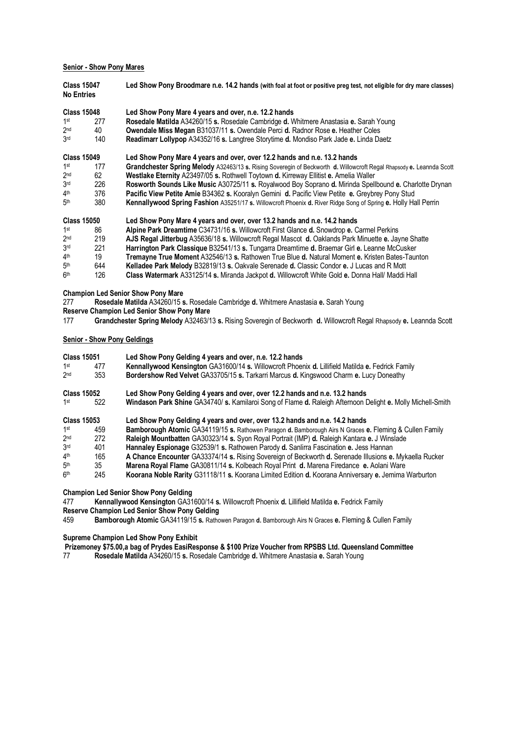**Senior - Show Pony Mares**

**Class 15047** **Led Show Pony Broodmare n.e. 14.2 hands (with foal at foot or positive preg test, not eligible for dry mare classes)**
**No Entries**

**Class 15048** **Led Show Pony Mare 4 years and over, n.e. 12.2 hands**

| | | |
|---|---|---|
| 1st | 277 | **Rosedale Matilda** A34260/15 **s.** Rosedale Cambridge **d.** Whitmere Anastasia **e.** Sarah Young |
| 2nd | 40 | **Owendale Miss Megan** B31037/11 **s.** Owendale Perci **d.** Radnor Rose **e.** Heather Coles |
| 3rd | 140 | **Readimarr Lollypop** A34352/16 **s.** Langtree Storytime **d.** Mondiso Park Jade **e.** Linda Daetz |

**Class 15049** **Led Show Pony Mare 4 years and over, over 12.2 hands and n.e. 13.2 hands**

| | | |
|---|---|---|
| 1st | 177 | **Grandchester Spring Melody** A32463/13 **s.** Rising Soveregin of Beckworth **d.** Willowcroft Regal Rhapsody **e.** Leannda Scott |
| 2nd | 62 | **Westlake Eternity** A23497/05 **s.** Rothwell Toytown **d.** Kirreway Ellitist **e.** Amelia Waller |
| 3rd | 226 | **Rosworth Sounds Like Music** A30725/11 **s.** Royalwood Boy Soprano **d.** Mirinda Spellbound **e.** Charlotte Drynan |
| 4th | 376 | **Pacific View Petite Amie** B34362 **s.** Kooralyn Gemini **d.** Pacific View Petite **e.** Greybrey Pony Stud |
| 5th | 380 | **Kennallywood Spring Fashion** A35251/17 **s.** Willowcroft Phoenix **d.** River Ridge Song of Spring **e.** Holly Hall Perrin |

**Class 15050** **Led Show Pony Mare 4 years and over, over 13.2 hands and n.e. 14.2 hands**

| | | |
|---|---|---|
| 1st | 86 | **Alpine Park Dreamtime** C34731/16 **s.** Willowcroft First Glance **d.** Snowdrop **e.** Carmel Perkins |
| 2nd | 219 | **AJS Regal Jitterbug** A35636/18 **s.** Willowcroft Regal Mascot **d.** Oaklands Park Minuette **e.** Jayne Shatte |
| 3rd | 221 | **Harrington Park Classique** B32541/13 **s.** Tungarra Dreamtime **d.** Braemar Girl **e.** Leanne McCusker |
| 4th | 19 | **Tremayne True Moment** A32546/13 **s.** Rathowen True Blue **d.** Natural Moment **e.** Kristen Bates-Taunton |
| 5th | 644 | **Kelladee Park Melody** B32819/13 **s.** Oakvale Serenade **d.** Classic Condor **e.** J Lucas and R Mott |
| 6th | 126 | **Class Watermark** A33125/14 **s.** Miranda Jackpot **d.** Willowcroft White Gold **e.** Donna Hall/ Maddi Hall |

**Champion Led Senior Show Pony Mare**
277 **Rosedale Matilda** A34260/15 **s.** Rosedale Cambridge **d.** Whitmere Anastasia **e.** Sarah Young
**Reserve Champion Led Senior Show Pony Mare**
177 **Grandchester Spring Melody** A32463/13 **s.** Rising Soveregin of Beckworth **d.** Willowcroft Regal Rhapsody **e.** Leannda Scott

**Senior - Show Pony Geldings**

**Class 15051** **Led Show Pony Gelding 4 years and over, n.e. 12.2 hands**

| | | |
|---|---|---|
| 1st | 477 | **Kennallywood Kensington** GA31600/14 **s.** Willowcroft Phoenix **d.** Lillifield Matilda **e.** Fedrick Family |
| 2nd | 353 | **Bordershow Red Velvet** GA33705/15 **s.** Tarkarri Marcus **d.** Kingswood Charm **e.** Lucy Doneathy |

**Class 15052** **Led Show Pony Gelding 4 years and over, over 12.2 hands and n.e. 13.2 hands**

| | | |
|---|---|---|
| 1st | 522 | **Windason Park Shine** GA34740/ **s.** Kamilaroi Song of Flame **d.** Raleigh Afternoon Delight **e.** Molly Michell-Smith |

**Class 15053** **Led Show Pony Gelding 4 years and over, over 13.2 hands and n.e. 14.2 hands**

| | | |
|---|---|---|
| 1st | 459 | **Bamborough Atomic** GA34119/15 **s.** Rathowen Paragon **d.** Bamborough Airs N Graces **e.** Fleming & Cullen Family |
| 2nd | 272 | **Raleigh Mountbatten** GA30323/14 **s.** Syon Royal Portrait (IMP) **d.** Raleigh Kantara **e.** J Winslade |
| 3rd | 401 | **Hannaley Espionage** G32539/1 **s.** Rathowen Parody **d.** Sanlirra Fascination **e.** Jess Hannan |
| 4th | 165 | **A Chance Encounter** GA33374/14 **s.** Rising Sovereign of Beckworth **d.** Serenade Illusions **e.** Mykaella Rucker |
| 5th | 35 | **Marena Royal Flame** GA30811/14 **s.** Kolbeach Royal Print **d.** Marena Firedance **e.** Aolani Ware |
| 6th | 245 | **Koorana Noble Rarity** G31118/11 **s.** Koorana Limited Edition **d.** Koorana Anniversary **e.** Jemima Warburton |

**Champion Led Senior Show Pony Gelding**
477 **Kennallywood Kensington** GA31600/14 **s.** Willowcroft Phoenix **d.** Lillifield Matilda **e.** Fedrick Family
**Reserve Champion Led Senior Show Pony Gelding**
459 **Bamborough Atomic** GA34119/15 **s.** Rathowen Paragon **d.** Bamborough Airs N Graces **e.** Fleming & Cullen Family

**Supreme Champion Led Show Pony Exhibit**
**Prizemoney $75.00,a bag of Prydes EasiResponse & $100 Prize Voucher from RPSBS Ltd. Queensland Committee**
77 **Rosedale Matilda** A34260/15 **s.** Rosedale Cambridge **d.** Whitmere Anastasia **e.** Sarah Young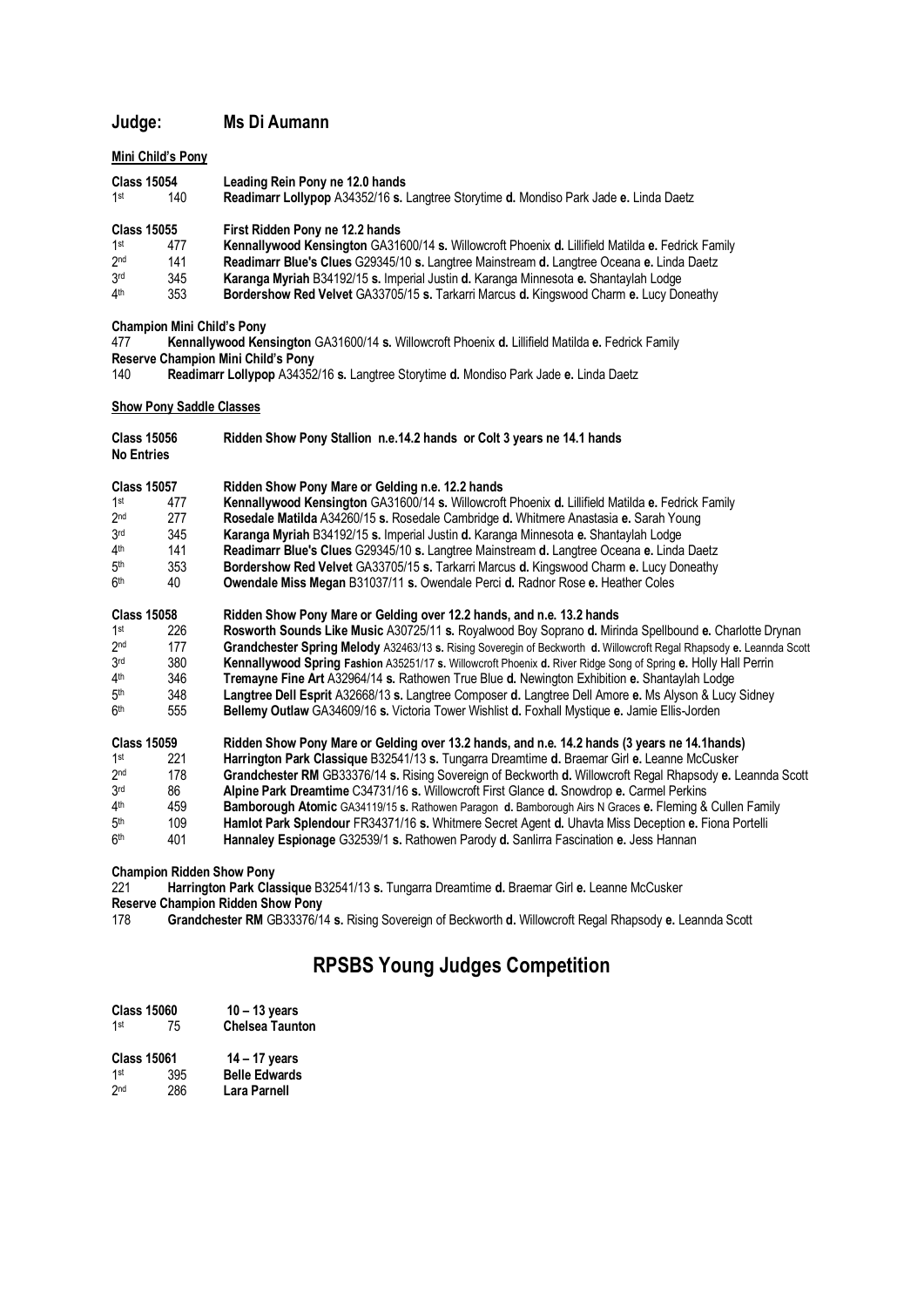## Judge: Ms Di Aumann

**Mini Child's Pony**

**Class 15054** **Leading Rein Pony ne 12.0 hands**

1st 140 **Readimarr Lollypop** A34352/16 **s.** Langtree Storytime **d.** Mondiso Park Jade **e.** Linda Daetz

**Class 15055** **First Ridden Pony ne 12.2 hands**

1st 477 **Kennallywood Kensington** GA31600/14 **s.** Willowcroft Phoenix **d.** Lillifield Matilda **e.** Fedrick Family
2nd 141 **Readimarr Blue's Clues** G29345/10 **s.** Langtree Mainstream **d.** Langtree Oceana **e.** Linda Daetz
3rd 345 **Karanga Myriah** B34192/15 **s.** Imperial Justin **d.** Karanga Minnesota **e.** Shantaylah Lodge
4th 353 **Bordershow Red Velvet** GA33705/15 **s.** Tarkarri Marcus **d.** Kingswood Charm **e.** Lucy Doneathy

**Champion Mini Child's Pony**
477 **Kennallywood Kensington** GA31600/14 **s.** Willowcroft Phoenix **d.** Lillifield Matilda **e.** Fedrick Family
**Reserve Champion Mini Child's Pony**
140 **Readimarr Lollypop** A34352/16 **s.** Langtree Storytime **d.** Mondiso Park Jade **e.** Linda Daetz

**Show Pony Saddle Classes**

**Class 15056** **Ridden Show Pony Stallion n.e.14.2 hands or Colt 3 years ne 14.1 hands**
**No Entries**

**Class 15057** **Ridden Show Pony Mare or Gelding n.e. 12.2 hands**

1st 477 **Kennallywood Kensington** GA31600/14 **s.** Willowcroft Phoenix **d.** Lillifield Matilda **e.** Fedrick Family
2nd 277 **Rosedale Matilda** A34260/15 **s.** Rosedale Cambridge **d.** Whitmere Anastasia **e.** Sarah Young
3rd 345 **Karanga Myriah** B34192/15 **s.** Imperial Justin **d.** Karanga Minnesota **e.** Shantaylah Lodge
4th 141 **Readimarr Blue's Clues** G29345/10 **s.** Langtree Mainstream **d.** Langtree Oceana **e.** Linda Daetz
5th 353 **Bordershow Red Velvet** GA33705/15 **s.** Tarkarri Marcus **d.** Kingswood Charm **e.** Lucy Doneathy
6th 40 **Owendale Miss Megan** B31037/11 **s.** Owendale Perci **d.** Radnor Rose **e.** Heather Coles

**Class 15058** **Ridden Show Pony Mare or Gelding over 12.2 hands, and n.e. 13.2 hands**

1st 226 **Rosworth Sounds Like Music** A30725/11 **s.** Royalwood Boy Soprano **d.** Mirinda Spellbound **e.** Charlotte Drynan
2nd 177 **Grandchester Spring Melody** A32463/13 **s.** Rising Soveregin of Beckworth **d.** Willowcroft Regal Rhapsody **e.** Leannda Scott
3rd 380 **Kennallywood Spring Fashion** A35251/17 **s.** Willowcroft Phoenix **d.** River Ridge Song of Spring **e.** Holly Hall Perrin
4th 346 **Tremayne Fine Art** A32964/14 **s.** Rathowen True Blue **d.** Newington Exhibition **e.** Shantaylah Lodge
5th 348 **Langtree Dell Esprit** A32668/13 **s.** Langtree Composer **d.** Langtree Dell Amore **e.** Ms Alyson & Lucy Sidney
6th 555 **Bellemy Outlaw** GA34609/16 **s.** Victoria Tower Wishlist **d.** Foxhall Mystique **e.** Jamie Ellis-Jorden

**Class 15059** **Ridden Show Pony Mare or Gelding over 13.2 hands, and n.e. 14.2 hands (3 years ne 14.1hands)**

1st 221 **Harrington Park Classique** B32541/13 **s.** Tungarra Dreamtime **d.** Braemar Girl **e.** Leanne McCusker
2nd 178 **Grandchester RM** GB33376/14 **s.** Rising Sovereign of Beckworth **d.** Willowcroft Regal Rhapsody **e.** Leannda Scott
3rd 86 **Alpine Park Dreamtime** C34731/16 **s.** Willowcroft First Glance **d.** Snowdrop **e.** Carmel Perkins
4th 459 **Bamborough Atomic** GA34119/15 **s.** Rathowen Paragon **d.** Bamborough Airs N Graces **e.** Fleming & Cullen Family
5th 109 **Hamlot Park Splendour** FR34371/16 **s.** Whitmere Secret Agent **d.** Uhavta Miss Deception **e.** Fiona Portelli
6th 401 **Hannaley Espionage** G32539/1 **s.** Rathowen Parody **d.** Sanlirra Fascination **e.** Jess Hannan

**Champion Ridden Show Pony**
221 **Harrington Park Classique** B32541/13 **s.** Tungarra Dreamtime **d.** Braemar Girl **e.** Leanne McCusker
**Reserve Champion Ridden Show Pony**
178 **Grandchester RM** GB33376/14 **s.** Rising Sovereign of Beckworth **d.** Willowcroft Regal Rhapsody **e.** Leannda Scott

# RPSBS Young Judges Competition

**Class 15060** **10 – 13 years**

1st 75 **Chelsea Taunton**

**Class 15061** **14 – 17 years**

1st 395 **Belle Edwards**
2nd 286 **Lara Parnell**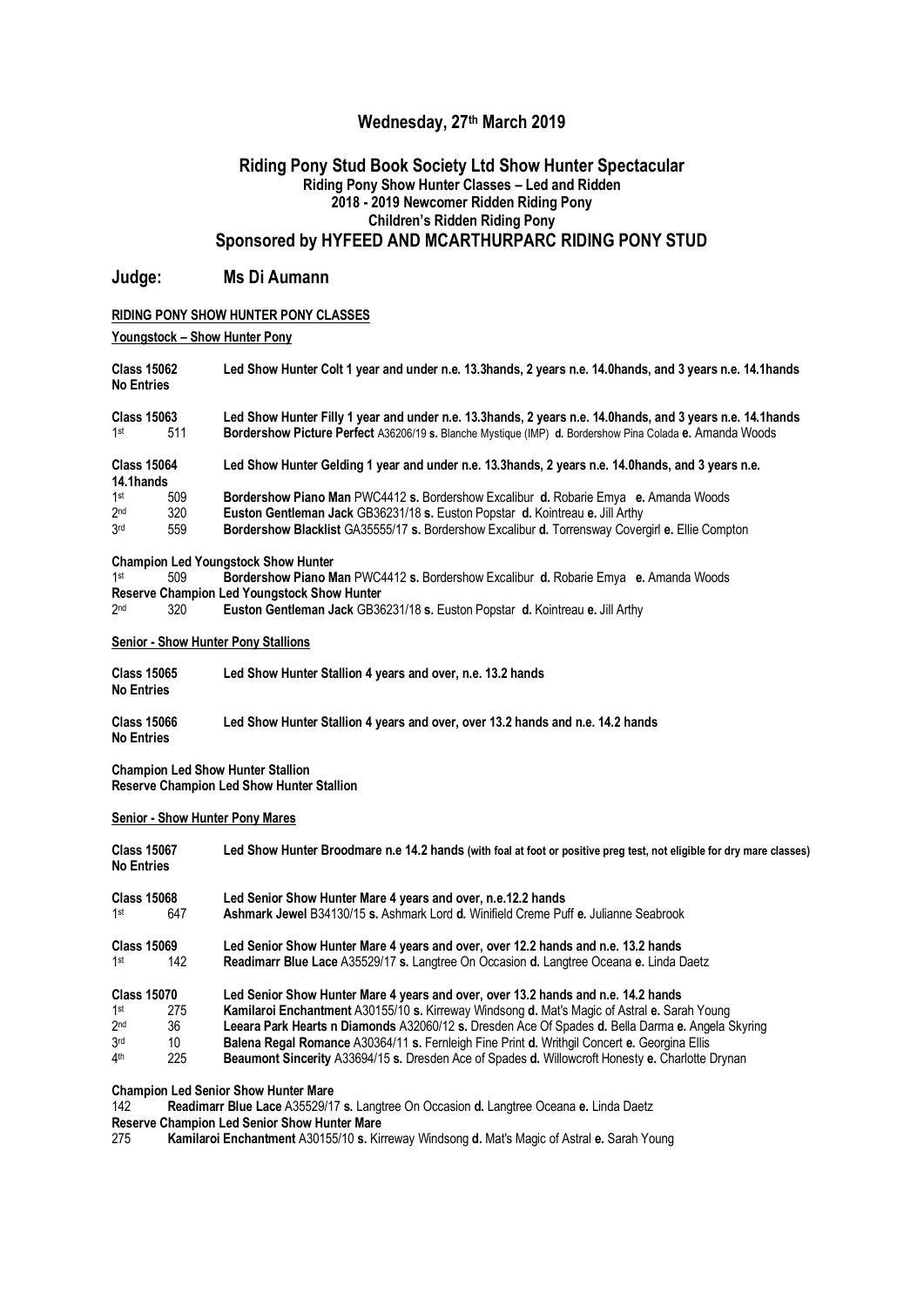## Wednesday, 27th March 2019

## Riding Pony Stud Book Society Ltd Show Hunter Spectacular

### Riding Pony Show Hunter Classes – Led and Ridden
### 2018 - 2019 Newcomer Ridden Riding Pony
### Children's Ridden Riding Pony

## Sponsored by HYFEED AND MCARTHURPARC RIDING PONY STUD

## Judge: Ms Di Aumann

**RIDING PONY SHOW HUNTER PONY CLASSES**

**Youngstock – Show Hunter Pony**

**Class 15062** **Led Show Hunter Colt 1 year and under n.e. 13.3hands, 2 years n.e. 14.0hands, and 3 years n.e. 14.1hands**
**No Entries**

**Class 15063** **Led Show Hunter Filly 1 year and under n.e. 13.3hands, 2 years n.e. 14.0hands, and 3 years n.e. 14.1hands**
1st 511 **Bordershow Picture Perfect** A36206/19 **s.** Blanche Mystique (IMP) **d.** Bordershow Pina Colada **e.** Amanda Woods

**Class 15064** **Led Show Hunter Gelding 1 year and under n.e. 13.3hands, 2 years n.e. 14.0hands, and 3 years n.e. 14.1hands**
1st 509 **Bordershow Piano Man** PWC4412 **s.** Bordershow Excalibur **d.** Robarie Emya **e.** Amanda Woods
2nd 320 **Euston Gentleman Jack** GB36231/18 **s.** Euston Popstar **d.** Kointreau **e.** Jill Arthy
3rd 559 **Bordershow Blacklist** GA35555/17 **s.** Bordershow Excalibur **d.** Torrensway Covergirl **e.** Ellie Compton

**Champion Led Youngstock Show Hunter**
1st 509 **Bordershow Piano Man** PWC4412 **s.** Bordershow Excalibur **d.** Robarie Emya **e.** Amanda Woods
**Reserve Champion Led Youngstock Show Hunter**
2nd 320 **Euston Gentleman Jack** GB36231/18 **s.** Euston Popstar **d.** Kointreau **e.** Jill Arthy

**Senior - Show Hunter Pony Stallions**

**Class 15065** **Led Show Hunter Stallion 4 years and over, n.e. 13.2 hands**
**No Entries**

**Class 15066** **Led Show Hunter Stallion 4 years and over, over 13.2 hands and n.e. 14.2 hands**
**No Entries**

**Champion Led Show Hunter Stallion**
**Reserve Champion Led Show Hunter Stallion**

**Senior - Show Hunter Pony Mares**

**Class 15067** **Led Show Hunter Broodmare n.e 14.2 hands (with foal at foot or positive preg test, not eligible for dry mare classes)**
**No Entries**

**Class 15068** **Led Senior Show Hunter Mare 4 years and over, n.e.12.2 hands**
1st 647 **Ashmark Jewel** B34130/15 **s.** Ashmark Lord **d.** Winifield Creme Puff **e.** Julianne Seabrook

**Class 15069** **Led Senior Show Hunter Mare 4 years and over, over 12.2 hands and n.e. 13.2 hands**
1st 142 **Readimarr Blue Lace** A35529/17 **s.** Langtree On Occasion **d.** Langtree Oceana **e.** Linda Daetz

**Class 15070** **Led Senior Show Hunter Mare 4 years and over, over 13.2 hands and n.e. 14.2 hands**
1st 275 **Kamilaroi Enchantment** A30155/10 **s.** Kirreway Windsong **d.** Mat's Magic of Astral **e.** Sarah Young
2nd 36 **Leeara Park Hearts n Diamonds** A32060/12 **s.** Dresden Ace Of Spades **d.** Bella Darma **e.** Angela Skyring
3rd 10 **Balena Regal Romance** A30364/11 **s.** Fernleigh Fine Print **d.** Writhgil Concert **e.** Georgina Ellis
4th 225 **Beaumont Sincerity** A33694/15 **s.** Dresden Ace of Spades **d.** Willowcroft Honesty **e.** Charlotte Drynan

**Champion Led Senior Show Hunter Mare**
142 **Readimarr Blue Lace** A35529/17 **s.** Langtree On Occasion **d.** Langtree Oceana **e.** Linda Daetz
**Reserve Champion Led Senior Show Hunter Mare**
275 **Kamilaroi Enchantment** A30155/10 **s.** Kirreway Windsong **d.** Mat's Magic of Astral **e.** Sarah Young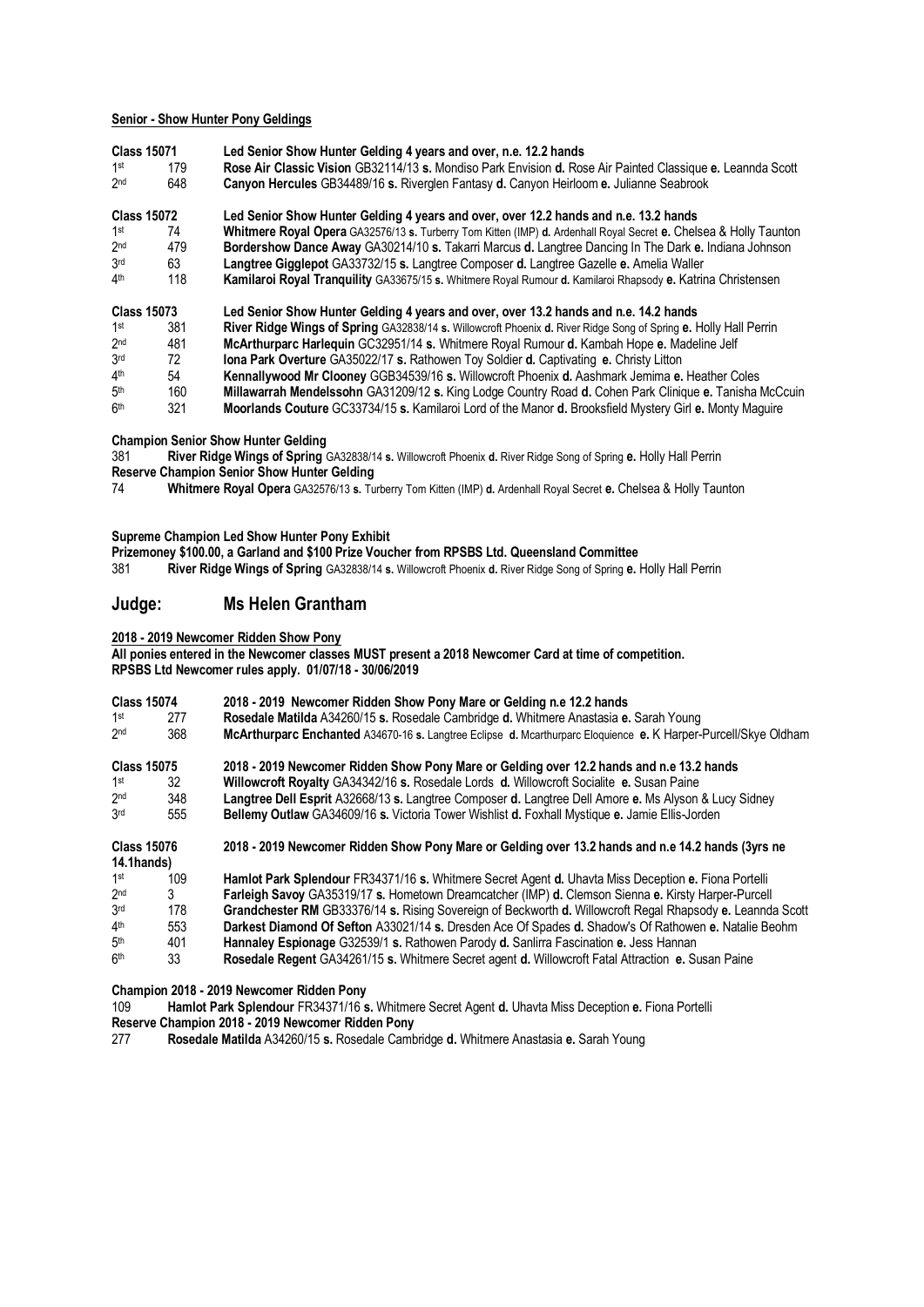**Senior - Show Hunter Pony Geldings**

| | | |
|---|---|---|
| **Class 15071** | | **Led Senior Show Hunter Gelding 4 years and over, n.e. 12.2 hands** |
| 1st | 179 | **Rose Air Classic Vision** GB32114/13 **s.** Mondiso Park Envision **d.** Rose Air Painted Classique **e.** Leannda Scott |
| 2nd | 648 | **Canyon Hercules** GB34489/16 **s.** Riverglen Fantasy **d.** Canyon Heirloom **e.** Julianne Seabrook |

| | | |
|---|---|---|
| **Class 15072** | | **Led Senior Show Hunter Gelding 4 years and over, over 12.2 hands and n.e. 13.2 hands** |
| 1st | 74 | **Whitmere Royal Opera** GA32576/13 **s.** Turberry Tom Kitten (IMP) **d.** Ardenhall Royal Secret **e.** Chelsea & Holly Taunton |
| 2nd | 479 | **Bordershow Dance Away** GA30214/10 **s.** Takarri Marcus **d.** Langtree Dancing In The Dark **e.** Indiana Johnson |
| 3rd | 63 | **Langtree Gigglepot** GA33732/15 **s.** Langtree Composer **d.** Langtree Gazelle **e.** Amelia Waller |
| 4th | 118 | **Kamilaroi Royal Tranquility** GA33675/15 **s.** Whitmere Royal Rumour **d.** Kamilaroi Rhapsody **e.** Katrina Christensen |

| | | |
|---|---|---|
| **Class 15073** | | **Led Senior Show Hunter Gelding 4 years and over, over 13.2 hands and n.e. 14.2 hands** |
| 1st | 381 | **River Ridge Wings of Spring** GA32838/14 **s.** Willowcroft Phoenix **d.** River Ridge Song of Spring **e.** Holly Hall Perrin |
| 2nd | 481 | **McArthurparc Harlequin** GC32951/14 **s.** Whitmere Royal Rumour **d.** Kambah Hope **e.** Madeline Jelf |
| 3rd | 72 | **Iona Park Overture** GA35022/17 **s.** Rathowen Toy Soldier **d.** Captivating **e.** Christy Litton |
| 4th | 54 | **Kennallywood Mr Clooney** GGB34539/16 **s.** Willowcroft Phoenix **d.** Aashmark Jemima **e.** Heather Coles |
| 5th | 160 | **Millawarrah Mendelssohn** GA31209/12 **s.** King Lodge Country Road **d.** Cohen Park Clinique **e.** Tanisha McCcuin |
| 6th | 321 | **Moorlands Couture** GC33734/15 **s.** Kamilaroi Lord of the Manor **d.** Brooksfield Mystery Girl **e.** Monty Maguire |

**Champion Senior Show Hunter Gelding**
381 **River Ridge Wings of Spring** GA32838/14 **s.** Willowcroft Phoenix **d.** River Ridge Song of Spring **e.** Holly Hall Perrin
**Reserve Champion Senior Show Hunter Gelding**
74 **Whitmere Royal Opera** GA32576/13 **s.** Turberry Tom Kitten (IMP) **d.** Ardenhall Royal Secret **e.** Chelsea & Holly Taunton

**Supreme Champion Led Show Hunter Pony Exhibit**
**Prizemoney $100.00, a Garland and $100 Prize Voucher from RPSBS Ltd. Queensland Committee**
381 **River Ridge Wings of Spring** GA32838/14 **s.** Willowcroft Phoenix **d.** River Ridge Song of Spring **e.** Holly Hall Perrin

## Judge: Ms Helen Grantham

**2018 - 2019 Newcomer Ridden Show Pony**
**All ponies entered in the Newcomer classes MUST present a 2018 Newcomer Card at time of competition.**
**RPSBS Ltd Newcomer rules apply. 01/07/18 - 30/06/2019**

| | | |
|---|---|---|
| **Class 15074** | | **2018 - 2019 Newcomer Ridden Show Pony Mare or Gelding n.e 12.2 hands** |
| 1st | 277 | **Rosedale Matilda** A34260/15 **s.** Rosedale Cambridge **d.** Whitmere Anastasia **e.** Sarah Young |
| 2nd | 368 | **McArthurparc Enchanted** A34670-16 **s.** Langtree Eclipse **d.** Mcarthurparc Eloquience **e.** K Harper-Purcell/Skye Oldham |

| | | |
|---|---|---|
| **Class 15075** | | **2018 - 2019 Newcomer Ridden Show Pony Mare or Gelding over 12.2 hands and n.e 13.2 hands** |
| 1st | 32 | **Willowcroft Royalty** GA34342/16 **s.** Rosedale Lords **d.** Willowcroft Socialite **e.** Susan Paine |
| 2nd | 348 | **Langtree Dell Esprit** A32668/13 **s.** Langtree Composer **d.** Langtree Dell Amore **e.** Ms Alyson & Lucy Sidney |
| 3rd | 555 | **Bellemy Outlaw** GA34609/16 **s.** Victoria Tower Wishlist **d.** Foxhall Mystique **e.** Jamie Ellis-Jorden |

| | | |
|---|---|---|
| **Class 15076** | | **2018 - 2019 Newcomer Ridden Show Pony Mare or Gelding over 13.2 hands and n.e 14.2 hands (3yrs ne 14.1hands)** |
| 1st | 109 | **Hamlot Park Splendour** FR34371/16 **s.** Whitmere Secret Agent **d.** Uhavta Miss Deception **e.** Fiona Portelli |
| 2nd | 3 | **Farleigh Savoy** GA35319/17 **s.** Hometown Dreamcatcher (IMP) **d.** Clemson Sienna **e.** Kirsty Harper-Purcell |
| 3rd | 178 | **Grandchester RM** GB33376/14 **s.** Rising Sovereign of Beckworth **d.** Willowcroft Regal Rhapsody **e.** Leannda Scott |
| 4th | 553 | **Darkest Diamond Of Sefton** A33021/14 **s.** Dresden Ace Of Spades **d.** Shadow's Of Rathowen **e.** Natalie Beohm |
| 5th | 401 | **Hannaley Espionage** G32539/1 **s.** Rathowen Parody **d.** Sanlirra Fascination **e.** Jess Hannan |
| 6th | 33 | **Rosedale Regent** GA34261/15 **s.** Whitmere Secret agent **d.** Willowcroft Fatal Attraction **e.** Susan Paine |

**Champion 2018 - 2019 Newcomer Ridden Pony**
109 **Hamlot Park Splendour** FR34371/16 **s.** Whitmere Secret Agent **d.** Uhavta Miss Deception **e.** Fiona Portelli
**Reserve Champion 2018 - 2019 Newcomer Ridden Pony**
277 **Rosedale Matilda** A34260/15 **s.** Rosedale Cambridge **d.** Whitmere Anastasia **e.** Sarah Young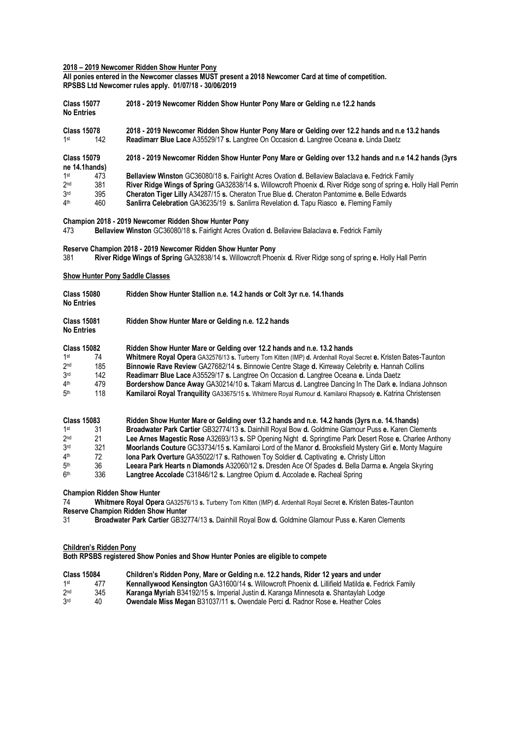**2018 – 2019 Newcomer Ridden Show Hunter Pony**

**All ponies entered in the Newcomer classes MUST present a 2018 Newcomer Card at time of competition.**
**RPSBS Ltd Newcomer rules apply. 01/07/18 - 30/06/2019**

**Class 15077** **2018 - 2019 Newcomer Ridden Show Hunter Pony Mare or Gelding n.e 12.2 hands**
**No Entries**

**Class 15078** **2018 - 2019 Newcomer Ridden Show Hunter Pony Mare or Gelding over 12.2 hands and n.e 13.2 hands**

| | | |
|---|---|---|
| 1st | 142 | **Readimarr Blue Lace** A35529/17 **s.** Langtree On Occasion **d.** Langtree Oceana **e.** Linda Daetz |

**Class 15079** **2018 - 2019 Newcomer Ridden Show Hunter Pony Mare or Gelding over 13.2 hands and n.e 14.2 hands (3yrs ne 14.1hands)**

| | | |
|---|---|---|
| 1st | 473 | **Bellaview Winston** GC36080/18 **s.** Fairlight Acres Ovation **d.** Bellaview Balaclava **e.** Fedrick Family |
| 2nd | 381 | **River Ridge Wings of Spring** GA32838/14 **s.** Willowcroft Phoenix **d.** River Ridge song of spring **e.** Holly Hall Perrin |
| 3rd | 395 | **Cheraton Tiger Lilly** A34287/15 **s.** Cheraton True Blue **d.** Cheraton Pantomime **e.** Belle Edwards |
| 4th | 460 | **Sanlirra Celebration** GA36235/19 **s.** Sanlirra Revelation **d.** Tapu Riasco **e.** Fleming Family |

**Champion 2018 - 2019 Newcomer Ridden Show Hunter Pony**
473 **Bellaview Winston** GC36080/18 **s.** Fairlight Acres Ovation **d.** Bellaview Balaclava **e.** Fedrick Family

**Reserve Champion 2018 - 2019 Newcomer Ridden Show Hunter Pony**
381 **River Ridge Wings of Spring** GA32838/14 **s.** Willowcroft Phoenix **d.** River Ridge song of spring **e.** Holly Hall Perrin

**Show Hunter Pony Saddle Classes**

**Class 15080** **Ridden Show Hunter Stallion n.e. 14.2 hands or Colt 3yr n.e. 14.1hands**
**No Entries**

**Class 15081** **Ridden Show Hunter Mare or Gelding n.e. 12.2 hands**
**No Entries**

**Class 15082** **Ridden Show Hunter Mare or Gelding over 12.2 hands and n.e. 13.2 hands**

| | | |
|---|---|---|
| 1st | 74 | **Whitmere Royal Opera** GA32576/13 **s.** Turberry Tom Kitten (IMP) **d.** Ardenhall Royal Secret **e.** Kristen Bates-Taunton |
| 2nd | 185 | **Binnowie Rave Review** GA27682/14 **s.** Binnowie Centre Stage **d.** Kirreway Celebrity **e.** Hannah Collins |
| 3rd | 142 | **Readimarr Blue Lace** A35529/17 **s.** Langtree On Occasion **d.** Langtree Oceana **e.** Linda Daetz |
| 4th | 479 | **Bordershow Dance Away** GA30214/10 **s.** Takarri Marcus **d.** Langtree Dancing In The Dark **e.** Indiana Johnson |
| 5th | 118 | **Kamilaroi Royal Tranquility** GA33675/15 **s.** Whitmere Royal Rumour **d.** Kamilaroi Rhapsody **e.** Katrina Christensen |

**Class 15083** **Ridden Show Hunter Mare or Gelding over 13.2 hands and n.e. 14.2 hands (3yrs n.e. 14.1hands)**

| | | |
|---|---|---|
| 1st | 31 | **Broadwater Park Cartier** GB32774/13 **s.** Dainhill Royal Bow **d.** Goldmine Glamour Puss **e.** Karen Clements |
| 2nd | 21 | **Lee Arnes Magestic Rose** A32693/13 **s.** SP Opening Night **d.** Springtime Park Desert Rose **e.** Charlee Anthony |
| 3rd | 321 | **Moorlands Couture** GC33734/15 **s.** Kamilaroi Lord of the Manor **d.** Brooksfield Mystery Girl **e.** Monty Maguire |
| 4th | 72 | **Iona Park Overture** GA35022/17 **s.** Rathowen Toy Soldier **d.** Captivating **e.** Christy Litton |
| 5th | 36 | **Leeara Park Hearts n Diamonds** A32060/12 **s.** Dresden Ace Of Spades **d.** Bella Darma **e.** Angela Skyring |
| 6th | 336 | **Langtree Accolade** C31846/12 **s.** Langtree Opium **d.** Accolade **e.** Racheal Spring |

**Champion Ridden Show Hunter**
74 **Whitmere Royal Opera** GA32576/13 **s.** Turberry Tom Kitten (IMP) **d.** Ardenhall Royal Secret **e.** Kristen Bates-Taunton

**Reserve Champion Ridden Show Hunter**
31 **Broadwater Park Cartier** GB32774/13 **s.** Dainhill Royal Bow **d.** Goldmine Glamour Puss **e.** Karen Clements

**Children's Ridden Pony**

**Both RPSBS registered Show Ponies and Show Hunter Ponies are eligible to compete**

**Class 15084** **Children's Ridden Pony, Mare or Gelding n.e. 12.2 hands, Rider 12 years and under**

| | | |
|---|---|---|
| 1st | 477 | **Kennallywood Kensington** GA31600/14 **s.** Willowcroft Phoenix **d.** Lillifield Matilda **e.** Fedrick Family |
| 2nd | 345 | **Karanga Myriah** B34192/15 **s.** Imperial Justin **d.** Karanga Minnesota **e.** Shantaylah Lodge |
| 3rd | 40 | **Owendale Miss Megan** B31037/11 **s.** Owendale Perci **d.** Radnor Rose **e.** Heather Coles |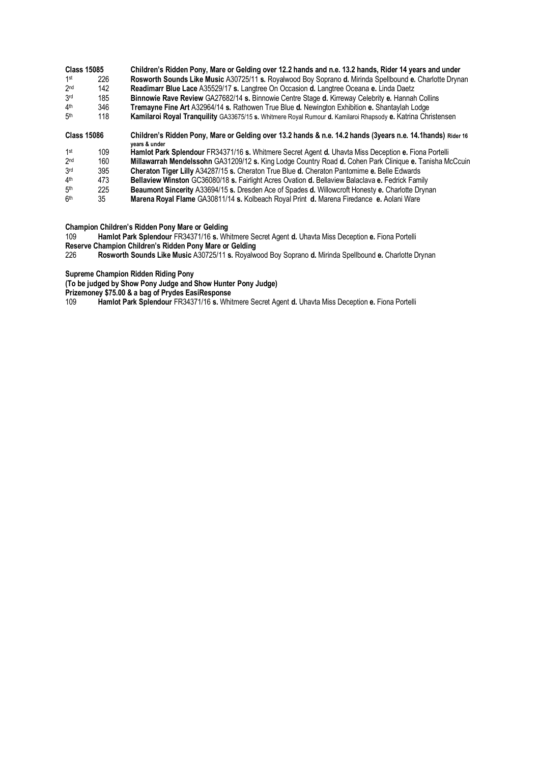**Class 15085** **Children's Ridden Pony, Mare or Gelding over 12.2 hands and n.e. 13.2 hands, Rider 14 years and under**

| Place | No. | Entry |
|---|---|---|
| 1st | 226 | **Rosworth Sounds Like Music** A30725/11 **s.** Royalwood Boy Soprano **d.** Mirinda Spellbound **e.** Charlotte Drynan |
| 2nd | 142 | **Readimarr Blue Lace** A35529/17 **s.** Langtree On Occasion **d.** Langtree Oceana **e.** Linda Daetz |
| 3rd | 185 | **Binnowie Rave Review** GA27682/14 **s.** Binnowie Centre Stage **d.** Kirreway Celebrity **e.** Hannah Collins |
| 4th | 346 | **Tremayne Fine Art** A32964/14 **s.** Rathowen True Blue **d.** Newington Exhibition **e.** Shantaylah Lodge |
| 5th | 118 | **Kamilaroi Royal Tranquility** GA33675/15 **s.** Whitmere Royal Rumour **d.** Kamilaroi Rhapsody **e.** Katrina Christensen |

**Class 15086** **Children's Ridden Pony, Mare or Gelding over 13.2 hands & n.e. 14.2 hands (3years n.e. 14.1hands) Rider 16 years & under**

| Place | No. | Entry |
|---|---|---|
| 1st | 109 | **Hamlot Park Splendour** FR34371/16 **s.** Whitmere Secret Agent **d.** Uhavta Miss Deception **e.** Fiona Portelli |
| 2nd | 160 | **Millawarrah Mendelssohn** GA31209/12 **s.** King Lodge Country Road **d.** Cohen Park Clinique **e.** Tanisha McCuin |
| 3rd | 395 | **Cheraton Tiger Lilly** A34287/15 **s.** Cheraton True Blue **d.** Cheraton Pantomime **e.** Belle Edwards |
| 4th | 473 | **Bellaview Winston** GC36080/18 **s.** Fairlight Acres Ovation **d.** Bellaview Balaclava **e.** Fedrick Family |
| 5th | 225 | **Beaumont Sincerity** A33694/15 **s.** Dresden Ace of Spades **d.** Willowcroft Honesty **e.** Charlotte Drynan |
| 6th | 35 | **Marena Royal Flame** GA30811/14 **s.** Kolbeach Royal Print **d.** Marena Firedance **e.** Aolani Ware |

**Champion Children's Ridden Pony Mare or Gelding**

109 **Hamlot Park Splendour** FR34371/16 **s.** Whitmere Secret Agent **d.** Uhavta Miss Deception **e.** Fiona Portelli

**Reserve Champion Children's Ridden Pony Mare or Gelding**

226 **Rosworth Sounds Like Music** A30725/11 **s.** Royalwood Boy Soprano **d.** Mirinda Spellbound **e.** Charlotte Drynan

**Supreme Champion Ridden Riding Pony**

**(To be judged by Show Pony Judge and Show Hunter Pony Judge)**

**Prizemoney $75.00 & a bag of Prydes EasiResponse**

109 **Hamlot Park Splendour** FR34371/16 **s.** Whitmere Secret Agent **d.** Uhavta Miss Deception **e.** Fiona Portelli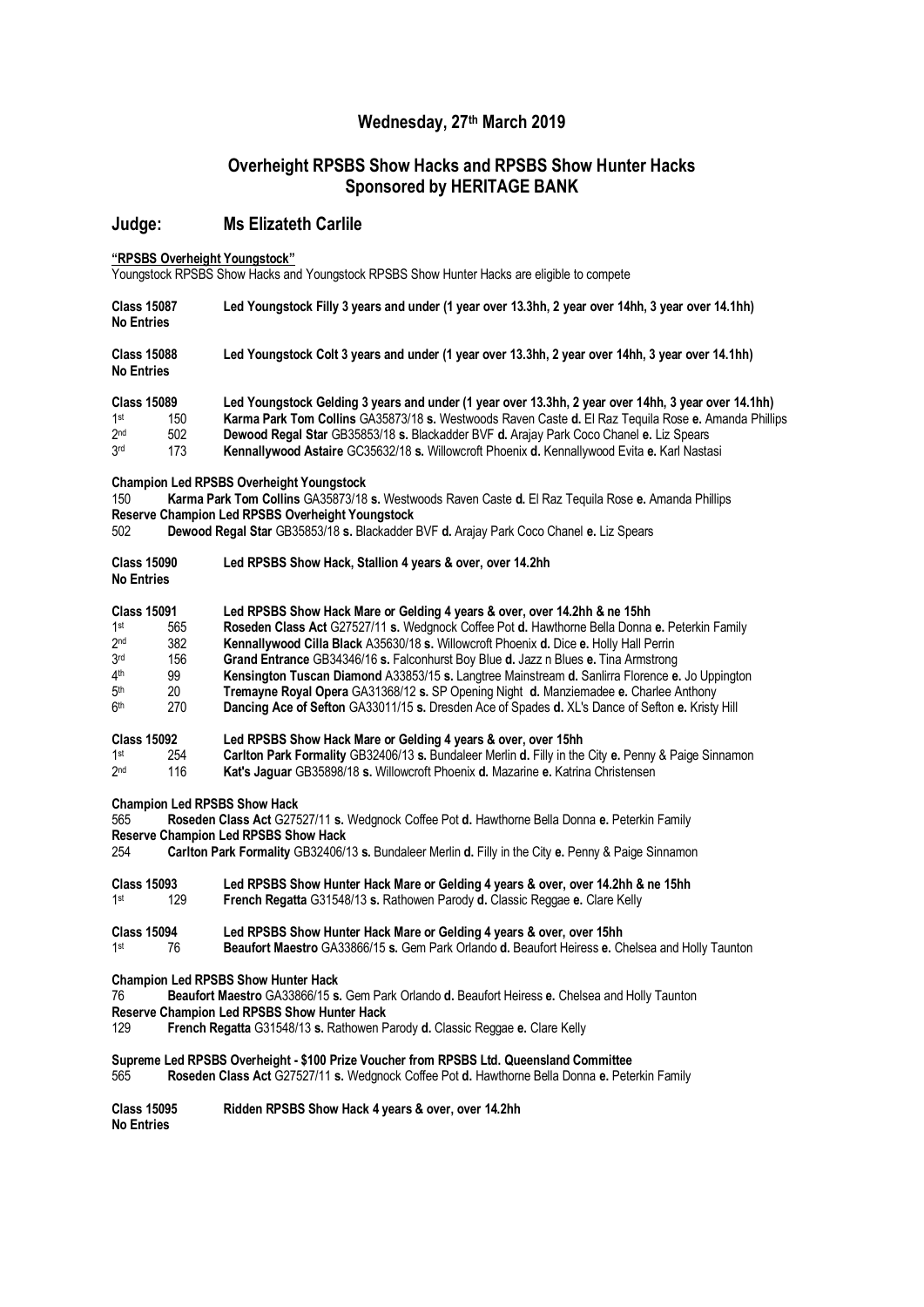## Wednesday, 27th March 2019

## Overheight RPSBS Show Hacks and RPSBS Show Hunter Hacks
## Sponsored by HERITAGE BANK

## Judge: Ms Elizateth Carlile

**"RPSBS Overheight Youngstock"**

Youngstock RPSBS Show Hacks and Youngstock RPSBS Show Hunter Hacks are eligible to compete

**Class 15087** **Led Youngstock Filly 3 years and under (1 year over 13.3hh, 2 year over 14hh, 3 year over 14.1hh)**
**No Entries**

**Class 15088** **Led Youngstock Colt 3 years and under (1 year over 13.3hh, 2 year over 14hh, 3 year over 14.1hh)**
**No Entries**

**Class 15089** **Led Youngstock Gelding 3 years and under (1 year over 13.3hh, 2 year over 14hh, 3 year over 14.1hh)**

| | | |
|---|---|---|
| 1st | 150 | **Karma Park Tom Collins** GA35873/18 **s.** Westwoods Raven Caste **d.** El Raz Tequila Rose **e.** Amanda Phillips |
| 2nd | 502 | **Dewood Regal Star** GB35853/18 **s.** Blackadder BVF **d.** Arajay Park Coco Chanel **e.** Liz Spears |
| 3rd | 173 | **Kennallywood Astaire** GC35632/18 **s.** Willowcroft Phoenix **d.** Kennallywood Evita **e.** Karl Nastasi |

**Champion Led RPSBS Overheight Youngstock**
150 **Karma Park Tom Collins** GA35873/18 **s.** Westwoods Raven Caste **d.** El Raz Tequila Rose **e.** Amanda Phillips
**Reserve Champion Led RPSBS Overheight Youngstock**
502 **Dewood Regal Star** GB35853/18 **s.** Blackadder BVF **d.** Arajay Park Coco Chanel **e.** Liz Spears

**Class 15090** **Led RPSBS Show Hack, Stallion 4 years & over, over 14.2hh**
**No Entries**

**Class 15091** **Led RPSBS Show Hack Mare or Gelding 4 years & over, over 14.2hh & ne 15hh**

| | | |
|---|---|---|
| 1st | 565 | **Roseden Class Act** G27527/11 **s.** Wedgnock Coffee Pot **d.** Hawthorne Bella Donna **e.** Peterkin Family |
| 2nd | 382 | **Kennallywood Cilla Black** A35630/18 **s.** Willowcroft Phoenix **d.** Dice **e.** Holly Hall Perrin |
| 3rd | 156 | **Grand Entrance** GB34346/16 **s.** Falconhurst Boy Blue **d.** Jazz n Blues **e.** Tina Armstrong |
| 4th | 99 | **Kensington Tuscan Diamond** A33853/15 **s.** Langtree Mainstream **d.** Sanlirra Florence **e.** Jo Uppington |
| 5th | 20 | **Tremayne Royal Opera** GA31368/12 **s.** SP Opening Night **d.** Manziemadee **e.** Charlee Anthony |
| 6th | 270 | **Dancing Ace of Sefton** GA33011/15 **s.** Dresden Ace of Spades **d.** XL's Dance of Sefton **e.** Kristy Hill |

**Class 15092** **Led RPSBS Show Hack Mare or Gelding 4 years & over, over 15hh**

| | | |
|---|---|---|
| 1st | 254 | **Carlton Park Formality** GB32406/13 **s.** Bundaleer Merlin **d.** Filly in the City **e.** Penny & Paige Sinnamon |
| 2nd | 116 | **Kat's Jaguar** GB35898/18 **s.** Willowcroft Phoenix **d.** Mazarine **e.** Katrina Christensen |

**Champion Led RPSBS Show Hack**
565 **Roseden Class Act** G27527/11 **s.** Wedgnock Coffee Pot **d.** Hawthorne Bella Donna **e.** Peterkin Family
**Reserve Champion Led RPSBS Show Hack**
254 **Carlton Park Formality** GB32406/13 **s.** Bundaleer Merlin **d.** Filly in the City **e.** Penny & Paige Sinnamon

**Class 15093** **Led RPSBS Show Hunter Hack Mare or Gelding 4 years & over, over 14.2hh & ne 15hh**

| | | |
|---|---|---|
| 1st | 129 | **French Regatta** G31548/13 **s.** Rathowen Parody **d.** Classic Reggae **e.** Clare Kelly |

**Class 15094** **Led RPSBS Show Hunter Hack Mare or Gelding 4 years & over, over 15hh**

| | | |
|---|---|---|
| 1st | 76 | **Beaufort Maestro** GA33866/15 **s.** Gem Park Orlando **d.** Beaufort Heiress **e.** Chelsea and Holly Taunton |

**Champion Led RPSBS Show Hunter Hack**
76 **Beaufort Maestro** GA33866/15 **s.** Gem Park Orlando **d.** Beaufort Heiress **e.** Chelsea and Holly Taunton
**Reserve Champion Led RPSBS Show Hunter Hack**
129 **French Regatta** G31548/13 **s.** Rathowen Parody **d.** Classic Reggae **e.** Clare Kelly

**Supreme Led RPSBS Overheight - $100 Prize Voucher from RPSBS Ltd. Queensland Committee**
565 **Roseden Class Act** G27527/11 **s.** Wedgnock Coffee Pot **d.** Hawthorne Bella Donna **e.** Peterkin Family

**Class 15095** **Ridden RPSBS Show Hack 4 years & over, over 14.2hh**
**No Entries**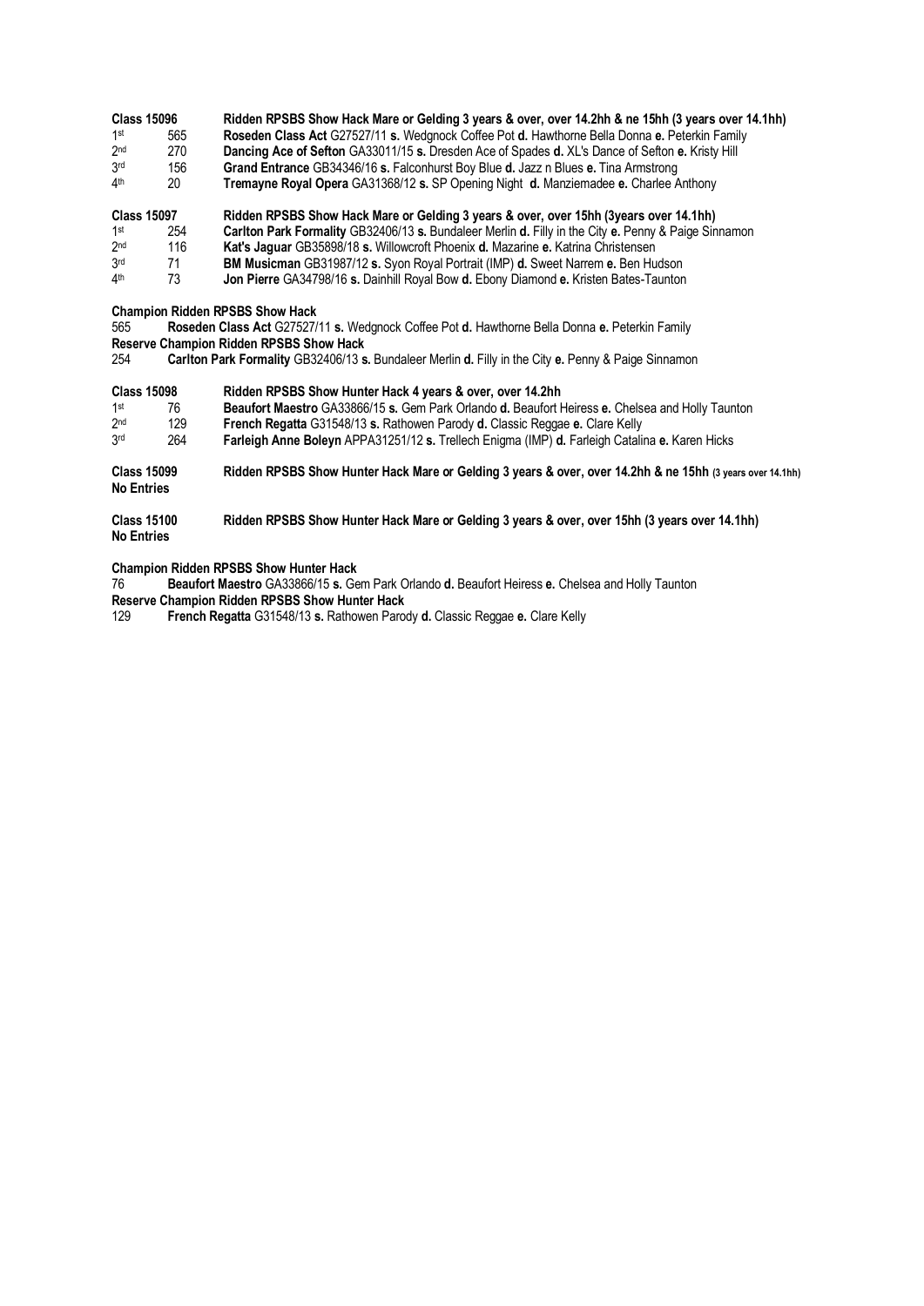**Class 15096** **Ridden RPSBS Show Hack Mare or Gelding 3 years & over, over 14.2hh & ne 15hh (3 years over 14.1hh)**

| | | |
|---|---|---|
| 1st | 565 | **Roseden Class Act** G27527/11 **s.** Wedgnock Coffee Pot **d.** Hawthorne Bella Donna **e.** Peterkin Family |
| 2nd | 270 | **Dancing Ace of Sefton** GA33011/15 **s.** Dresden Ace of Spades **d.** XL's Dance of Sefton **e.** Kristy Hill |
| 3rd | 156 | **Grand Entrance** GB34346/16 **s.** Falconhurst Boy Blue **d.** Jazz n Blues **e.** Tina Armstrong |
| 4th | 20 | **Tremayne Royal Opera** GA31368/12 **s.** SP Opening Night **d.** Manziemadee **e.** Charlee Anthony |

**Class 15097** **Ridden RPSBS Show Hack Mare or Gelding 3 years & over, over 15hh (3years over 14.1hh)**

| | | |
|---|---|---|
| 1st | 254 | **Carlton Park Formality** GB32406/13 **s.** Bundaleer Merlin **d.** Filly in the City **e.** Penny & Paige Sinnamon |
| 2nd | 116 | **Kat's Jaguar** GB35898/18 **s.** Willowcroft Phoenix **d.** Mazarine **e.** Katrina Christensen |
| 3rd | 71 | **BM Musicman** GB31987/12 **s.** Syon Royal Portrait (IMP) **d.** Sweet Narrem **e.** Ben Hudson |
| 4th | 73 | **Jon Pierre** GA34798/16 **s.** Dainhill Royal Bow **d.** Ebony Diamond **e.** Kristen Bates-Taunton |

**Champion Ridden RPSBS Show Hack**
565 **Roseden Class Act** G27527/11 **s.** Wedgnock Coffee Pot **d.** Hawthorne Bella Donna **e.** Peterkin Family
**Reserve Champion Ridden RPSBS Show Hack**
254 **Carlton Park Formality** GB32406/13 **s.** Bundaleer Merlin **d.** Filly in the City **e.** Penny & Paige Sinnamon

**Class 15098** **Ridden RPSBS Show Hunter Hack 4 years & over, over 14.2hh**

| | | |
|---|---|---|
| 1st | 76 | **Beaufort Maestro** GA33866/15 **s.** Gem Park Orlando **d.** Beaufort Heiress **e.** Chelsea and Holly Taunton |
| 2nd | 129 | **French Regatta** G31548/13 **s.** Rathowen Parody **d.** Classic Reggae **e.** Clare Kelly |
| 3rd | 264 | **Farleigh Anne Boleyn** APPA31251/12 **s.** Trellech Enigma (IMP) **d.** Farleigh Catalina **e.** Karen Hicks |

**Class 15099** **Ridden RPSBS Show Hunter Hack Mare or Gelding 3 years & over, over 14.2hh & ne 15hh (3 years over 14.1hh)**
**No Entries**

**Class 15100** **Ridden RPSBS Show Hunter Hack Mare or Gelding 3 years & over, over 15hh (3 years over 14.1hh)**
**No Entries**

**Champion Ridden RPSBS Show Hunter Hack**
76 **Beaufort Maestro** GA33866/15 **s.** Gem Park Orlando **d.** Beaufort Heiress **e.** Chelsea and Holly Taunton
**Reserve Champion Ridden RPSBS Show Hunter Hack**
129 **French Regatta** G31548/13 **s.** Rathowen Parody **d.** Classic Reggae **e.** Clare Kelly